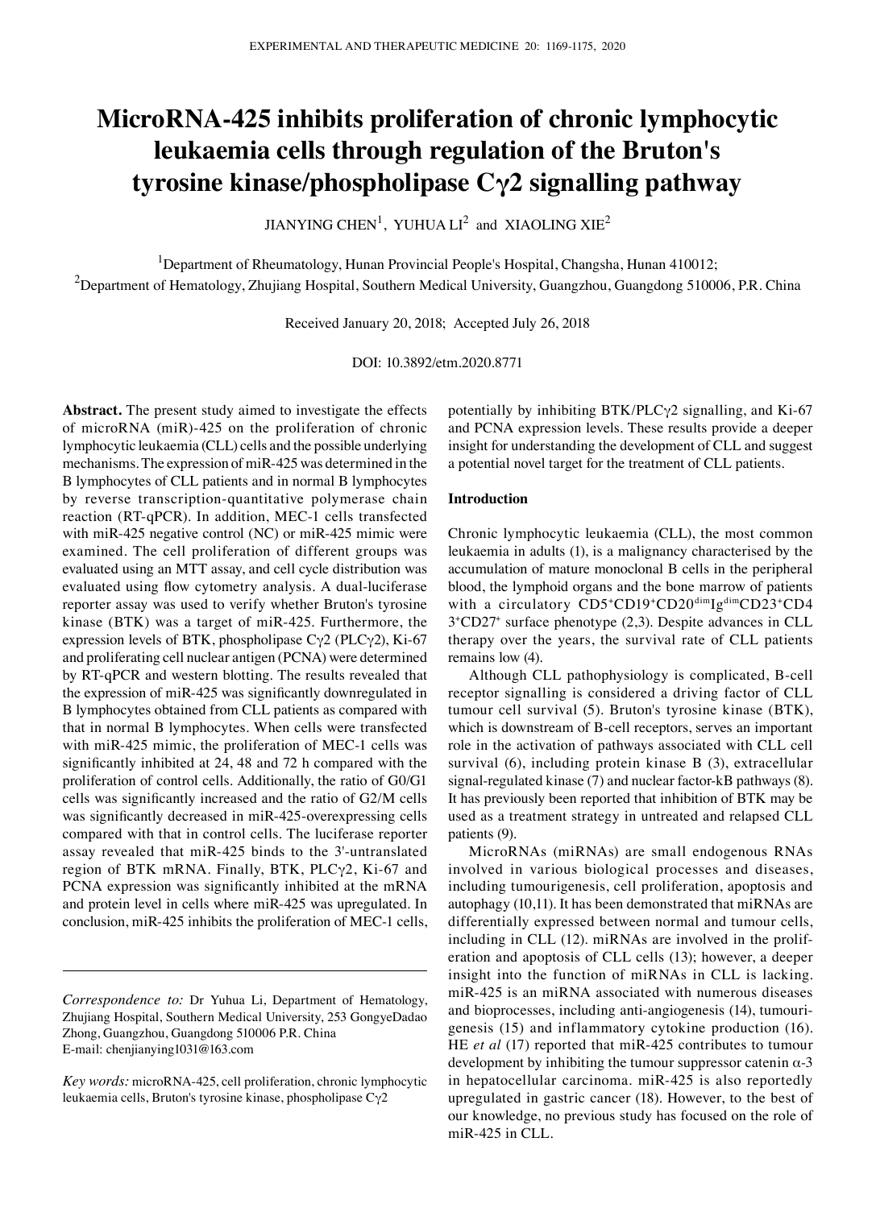# MicroRNA-425 inhibits proliferation of chronic lymphocytic leukaemia cells through regulation of the Bruton's tyrosine kinase/phospholipase Cγ2 signalling pathway

JIANYING CHEN[1], YUHUA LI[2] and XIAOLING XIE[2]

[1]Department of Rheumatology, Hunan Provincial People's Hospital, Changsha, Hunan 410012;
[2]Department of Hematology, Zhujiang Hospital, Southern Medical University, Guangzhou, Guangdong 510006, P.R. China

Received January 20, 2018; Accepted July 26, 2018

DOI: 10.3892/etm.2020.8771

**Abstract.** The present study aimed to investigate the effects of microRNA (miR)-425 on the proliferation of chronic lymphocytic leukaemia (CLL) cells and the possible underlying mechanisms. The expression of miR-425 was determined in the B lymphocytes of CLL patients and in normal B lymphocytes by reverse transcription-quantitative polymerase chain reaction (RT-qPCR). In addition, MEC-1 cells transfected with miR-425 negative control (NC) or miR-425 mimic were examined. The cell proliferation of different groups was evaluated using an MTT assay, and cell cycle distribution was evaluated using flow cytometry analysis. A dual-luciferase reporter assay was used to verify whether Bruton's tyrosine kinase (BTK) was a target of miR-425. Furthermore, the expression levels of BTK, phospholipase Cγ2 (PLCγ2), Ki-67 and proliferating cell nuclear antigen (PCNA) were determined by RT-qPCR and western blotting. The results revealed that the expression of miR-425 was significantly downregulated in B lymphocytes obtained from CLL patients as compared with that in normal B lymphocytes. When cells were transfected with miR-425 mimic, the proliferation of MEC-1 cells was significantly inhibited at 24, 48 and 72 h compared with the proliferation of control cells. Additionally, the ratio of G0/G1 cells was significantly increased and the ratio of G2/M cells was significantly decreased in miR-425-overexpressing cells compared with that in control cells. The luciferase reporter assay revealed that miR-425 binds to the 3'-untranslated region of BTK mRNA. Finally, BTK, PLCγ2, Ki-67 and PCNA expression was significantly inhibited at the mRNA and protein level in cells where miR-425 was upregulated. In conclusion, miR-425 inhibits the proliferation of MEC-1 cells, potentially by inhibiting BTK/PLCγ2 signalling, and Ki-67 and PCNA expression levels. These results provide a deeper insight for understanding the development of CLL and suggest a potential novel target for the treatment of CLL patients.

*Correspondence to:* Dr Yuhua Li, Department of Hematology, Zhujiang Hospital, Southern Medical University, 253 GongyeDadao Zhong, Guangzhou, Guangdong 510006 P.R. China
E-mail: chenjianying1031@163.com

*Key words:* microRNA-425, cell proliferation, chronic lymphocytic leukaemia cells, Bruton's tyrosine kinase, phospholipase Cγ2

## Introduction

Chronic lymphocytic leukaemia (CLL), the most common leukaemia in adults (1), is a malignancy characterised by the accumulation of mature monoclonal B cells in the peripheral blood, the lymphoid organs and the bone marrow of patients with a circulatory $CD5^{+}CD19^{+}CD20^{dim}Ig^{dim}CD23^{+}CD43^{+}CD27^{+}$ surface phenotype (2,3). Despite advances in CLL therapy over the years, the survival rate of CLL patients remains low (4).

Although CLL pathophysiology is complicated, B-cell receptor signalling is considered a driving factor of CLL tumour cell survival (5). Bruton's tyrosine kinase (BTK), which is downstream of B-cell receptors, serves an important role in the activation of pathways associated with CLL cell survival (6), including protein kinase B (3), extracellular signal-regulated kinase (7) and nuclear factor-kB pathways (8). It has previously been reported that inhibition of BTK may be used as a treatment strategy in untreated and relapsed CLL patients (9).

MicroRNAs (miRNAs) are small endogenous RNAs involved in various biological processes and diseases, including tumourigenesis, cell proliferation, apoptosis and autophagy (10,11). It has been demonstrated that miRNAs are differentially expressed between normal and tumour cells, including in CLL (12). miRNAs are involved in the proliferation and apoptosis of CLL cells (13); however, a deeper insight into the function of miRNAs in CLL is lacking. miR-425 is an miRNA associated with numerous diseases and bioprocesses, including anti-angiogenesis (14), tumourigenesis (15) and inflammatory cytokine production (16). HE *et al* (17) reported that miR-425 contributes to tumour development by inhibiting the tumour suppressor catenin α-3 in hepatocellular carcinoma. miR-425 is also reportedly upregulated in gastric cancer (18). However, to the best of our knowledge, no previous study has focused on the role of miR-425 in CLL.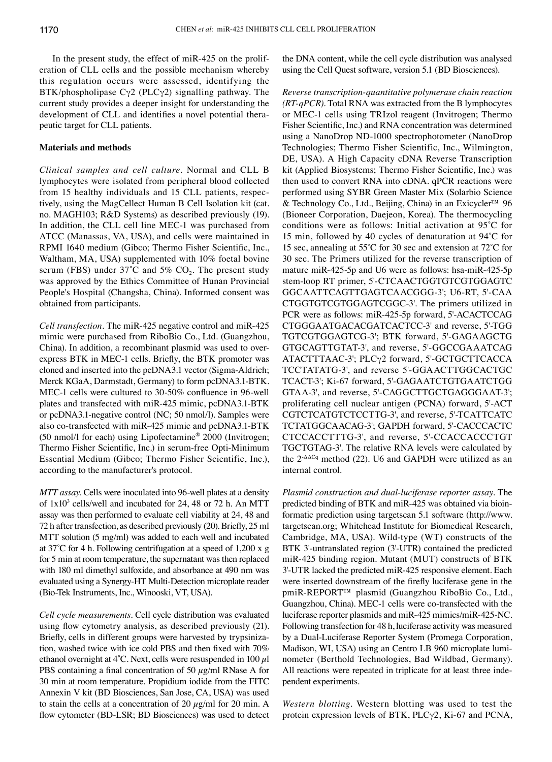In the present study, the effect of miR-425 on the proliferation of CLL cells and the possible mechanism whereby this regulation occurs were assessed, identifying the BTK/phospholipase Cγ2 (PLCγ2) signalling pathway. The current study provides a deeper insight for understanding the development of CLL and identifies a novel potential therapeutic target for CLL patients.

## Materials and methods

*Clinical samples and cell culture.* Normal and CLL B lymphocytes were isolated from peripheral blood collected from 15 healthy individuals and 15 CLL patients, respectively, using the MagCellect Human B Cell Isolation kit (cat. no. MAGH103; R&D Systems) as described previously (19). In addition, the CLL cell line MEC-1 was purchased from ATCC (Manassas, VA, USA), and cells were maintained in RPMI 1640 medium (Gibco; Thermo Fisher Scientific, Inc., Waltham, MA, USA) supplemented with 10% foetal bovine serum (FBS) under 37˚C and 5% $CO_2$. The present study was approved by the Ethics Committee of Hunan Provincial People's Hospital (Changsha, China). Informed consent was obtained from participants.

*Cell transfection.* The miR-425 negative control and miR-425 mimic were purchased from RiboBio Co., Ltd. (Guangzhou, China). In addition, a recombinant plasmid was used to overexpress BTK in MEC-1 cells. Briefly, the BTK promoter was cloned and inserted into the pcDNA3.1 vector (Sigma-Aldrich; Merck KGaA, Darmstadt, Germany) to form pcDNA3.1-BTK. MEC-1 cells were cultured to 30-50% confluence in 96-well plates and transfected with miR-425 mimic, pcDNA3.1-BTK or pcDNA3.1-negative control (NC; 50 nmol/l). Samples were also co-transfected with miR-425 mimic and pcDNA3.1-BTK (50 nmol/l for each) using Lipofectamine® 2000 (Invitrogen; Thermo Fisher Scientific, Inc.) in serum-free Opti-Minimum Essential Medium (Gibco; Thermo Fisher Scientific, Inc.), according to the manufacturer's protocol.

*MTT assay.* Cells were inoculated into 96-well plates at a density of $1x10^3$ cells/well and incubated for 24, 48 or 72 h. An MTT assay was then performed to evaluate cell viability at 24, 48 and 72 h after transfection, as described previously (20). Briefly, 25 ml MTT solution (5 mg/ml) was added to each well and incubated at 37˚C for 4 h. Following centrifugation at a speed of 1,200 x g for 5 min at room temperature, the supernatant was then replaced with 180 ml dimethyl sulfoxide, and absorbance at 490 nm was evaluated using a Synergy-HT Multi-Detection microplate reader (Bio-Tek Instruments, Inc., Winooski, VT, USA).

*Cell cycle measurements.* Cell cycle distribution was evaluated using flow cytometry analysis, as described previously (21). Briefly, cells in different groups were harvested by trypsinization, washed twice with ice cold PBS and then fixed with 70% ethanol overnight at 4˚C. Next, cells were resuspended in 100 µl PBS containing a final concentration of 50 µg/ml RNase A for 30 min at room temperature. Propidium iodide from the FITC Annexin V kit (BD Biosciences, San Jose, CA, USA) was used to stain the cells at a concentration of 20 µg/ml for 20 min. A flow cytometer (BD-LSR; BD Biosciences) was used to detect the DNA content, while the cell cycle distribution was analysed using the Cell Quest software, version 5.1 (BD Biosciences).

*Reverse transcription-quantitative polymerase chain reaction (RT-qPCR).* Total RNA was extracted from the B lymphocytes or MEC-1 cells using TRIzol reagent (Invitrogen; Thermo Fisher Scientific, Inc.) and RNA concentration was determined using a NanoDrop ND-1000 spectrophotometer (NanoDrop Technologies; Thermo Fisher Scientific, Inc., Wilmington, DE, USA). A High Capacity cDNA Reverse Transcription kit (Applied Biosystems; Thermo Fisher Scientific, Inc.) was then used to convert RNA into cDNA. qPCR reactions were performed using SYBR Green Master Mix (Solarbio Science & Technology Co., Ltd., Beijing, China) in an Exicycler™ 96 (Bioneer Corporation, Daejeon, Korea). The thermocycling conditions were as follows: Initial activation at 95˚C for 15 min, followed by 40 cycles of denaturation at 94˚C for 15 sec, annealing at 55˚C for 30 sec and extension at 72˚C for 30 sec. The Primers utilized for the reverse transcription of mature miR-425-5p and U6 were as follows: hsa-miR-425-5p stem-loop RT primer, 5'-CTCAACTGGTGTCGTGGAGTCGGCAATTCAGTTGAGTCAACGGG-3'; U6-RT, 5'-CAACTGGTGTCGTGGAGTCGGC-3'. The primers utilized in PCR were as follows: miR-425-5p forward, 5'-ACACTCCAGCTGGGAATGACACGATCACTCC-3' and reverse, 5'-TGGTGTCGTGGAGTCG-3'; BTK forward, 5'-GAGAAGCTGGTGCAGTTGTAT-3', and reverse, 5'-GGCCGAAATCAGATACTTTAAC-3'; PLCγ2 forward, 5'-GCTGCTTCACCATCCTATATG-3', and reverse 5'-GGAACTTGGCACTGCTCACT-3'; Ki-67 forward, 5'-GAGAATCTGTGAATCTGGGTAA-3', and reverse, 5'-CAGGCTTGCTGAGGGAAT-3'; proliferating cell nuclear antigen (PCNA) forward, 5'-ACTCGTCTCATGTCTCCTTG-3', and reverse, 5'-TCATTCATCTCTATGGCAACAG-3'; GAPDH forward, 5'-CACCCACTCCTCCACCTTTG-3', and reverse, 5'-CCACCACCCTGTTGCTGTAG-3'. The relative RNA levels were calculated by the $2^{-\Delta\Delta Cq}$ method (22). U6 and GAPDH were utilized as an internal control.

*Plasmid construction and dual-luciferase reporter assay.* The predicted binding of BTK and miR-425 was obtained via bioinformatic prediction using targetscan 5.1 software (http://www.targetscan.org; Whitehead Institute for Biomedical Research, Cambridge, MA, USA). Wild-type (WT) constructs of the BTK 3'-untranslated region (3'-UTR) contained the predicted miR-425 binding region. Mutant (MUT) constructs of BTK 3'-UTR lacked the predicted miR-425 responsive element. Each were inserted downstream of the firefly luciferase gene in the pmiR-REPORT™ plasmid (Guangzhou RiboBio Co., Ltd., Guangzhou, China). MEC-1 cells were co-transfected with the luciferase reporter plasmids and miR-425 mimics/miR-425-NC. Following transfection for 48 h, luciferase activity was measured by a Dual-Luciferase Reporter System (Promega Corporation, Madison, WI, USA) using an Centro LB 960 microplate luminometer (Berthold Technologies, Bad Wildbad, Germany). All reactions were repeated in triplicate for at least three independent experiments.

*Western blotting.* Western blotting was used to test the protein expression levels of BTK, PLCγ2, Ki-67 and PCNA,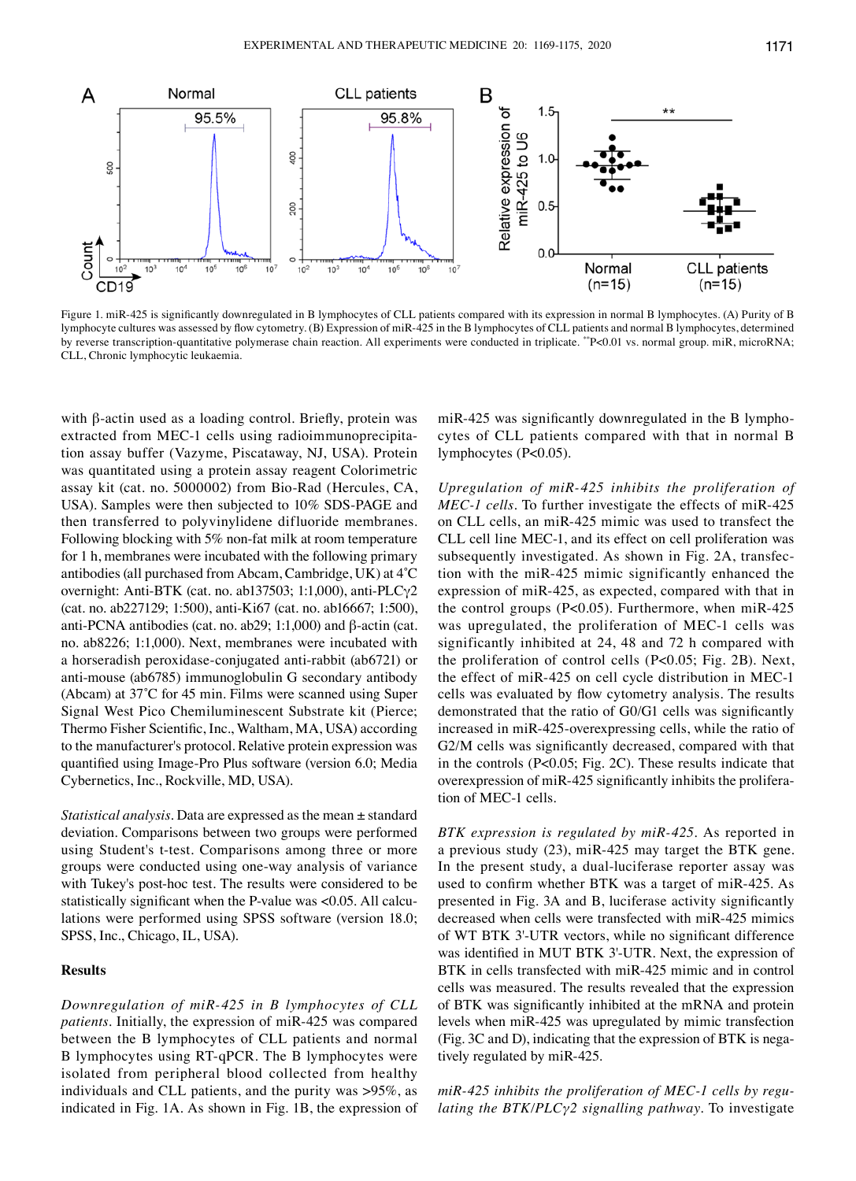Figure 1. miR-425 is significantly downregulated in B lymphocytes of CLL patients compared with its expression in normal B lymphocytes. (A) Purity of B lymphocyte cultures was assessed by flow cytometry. (B) Expression of miR-425 in the B lymphocytes of CLL patients and normal B lymphocytes, determined by reverse transcription-quantitative polymerase chain reaction. All experiments were conducted in triplicate. **P<0.01 vs. normal group. miR, microRNA; CLL, Chronic lymphocytic leukaemia.

with β-actin used as a loading control. Briefly, protein was extracted from MEC-1 cells using radioimmunoprecipitation assay buffer (Vazyme, Piscataway, NJ, USA). Protein was quantitated using a protein assay reagent Colorimetric assay kit (cat. no. 5000002) from Bio-Rad (Hercules, CA, USA). Samples were then subjected to 10% SDS-PAGE and then transferred to polyvinylidene difluoride membranes. Following blocking with 5% non-fat milk at room temperature for 1 h, membranes were incubated with the following primary antibodies (all purchased from Abcam, Cambridge, UK) at 4˚C overnight: Anti-BTK (cat. no. ab137503; 1:1,000), anti-PLCγ2 (cat. no. ab227129; 1:500), anti-Ki67 (cat. no. ab16667; 1:500), anti-PCNA antibodies (cat. no. ab29; 1:1,000) and β-actin (cat. no. ab8226; 1:1,000). Next, membranes were incubated with a horseradish peroxidase-conjugated anti-rabbit (ab6721) or anti-mouse (ab6785) immunoglobulin G secondary antibody (Abcam) at 37˚C for 45 min. Films were scanned using Super Signal West Pico Chemiluminescent Substrate kit (Pierce; Thermo Fisher Scientific, Inc., Waltham, MA, USA) according to the manufacturer's protocol. Relative protein expression was quantified using Image-Pro Plus software (version 6.0; Media Cybernetics, Inc., Rockville, MD, USA).

*Statistical analysis.* Data are expressed as the mean ± standard deviation. Comparisons between two groups were performed using Student's t-test. Comparisons among three or more groups were conducted using one-way analysis of variance with Tukey's post-hoc test. The results were considered to be statistically significant when the P-value was <0.05. All calculations were performed using SPSS software (version 18.0; SPSS, Inc., Chicago, IL, USA).

## Results

*Downregulation of miR-425 in B lymphocytes of CLL patients.* Initially, the expression of miR-425 was compared between the B lymphocytes of CLL patients and normal B lymphocytes using RT-qPCR. The B lymphocytes were isolated from peripheral blood collected from healthy individuals and CLL patients, and the purity was >95%, as indicated in Fig. 1A. As shown in Fig. 1B, the expression of miR-425 was significantly downregulated in the B lymphocytes of CLL patients compared with that in normal B lymphocytes (P<0.05).

*Upregulation of miR-425 inhibits the proliferation of MEC-1 cells.* To further investigate the effects of miR-425 on CLL cells, an miR-425 mimic was used to transfect the CLL cell line MEC-1, and its effect on cell proliferation was subsequently investigated. As shown in Fig. 2A, transfection with the miR-425 mimic significantly enhanced the expression of miR-425, as expected, compared with that in the control groups (P<0.05). Furthermore, when miR-425 was upregulated, the proliferation of MEC-1 cells was significantly inhibited at 24, 48 and 72 h compared with the proliferation of control cells (P<0.05; Fig. 2B). Next, the effect of miR-425 on cell cycle distribution in MEC-1 cells was evaluated by flow cytometry analysis. The results demonstrated that the ratio of G0/G1 cells was significantly increased in miR-425-overexpressing cells, while the ratio of G2/M cells was significantly decreased, compared with that in the controls (P<0.05; Fig. 2C). These results indicate that overexpression of miR-425 significantly inhibits the proliferation of MEC-1 cells.

*BTK expression is regulated by miR-425.* As reported in a previous study (23), miR-425 may target the BTK gene. In the present study, a dual-luciferase reporter assay was used to confirm whether BTK was a target of miR-425. As presented in Fig. 3A and B, luciferase activity significantly decreased when cells were transfected with miR-425 mimics of WT BTK 3'-UTR vectors, while no significant difference was identified in MUT BTK 3'-UTR. Next, the expression of BTK in cells transfected with miR-425 mimic and in control cells was measured. The results revealed that the expression of BTK was significantly inhibited at the mRNA and protein levels when miR-425 was upregulated by mimic transfection (Fig. 3C and D), indicating that the expression of BTK is negatively regulated by miR-425.

*miR-425 inhibits the proliferation of MEC-1 cells by regulating the BTK/PLCγ2 signalling pathway.* To investigate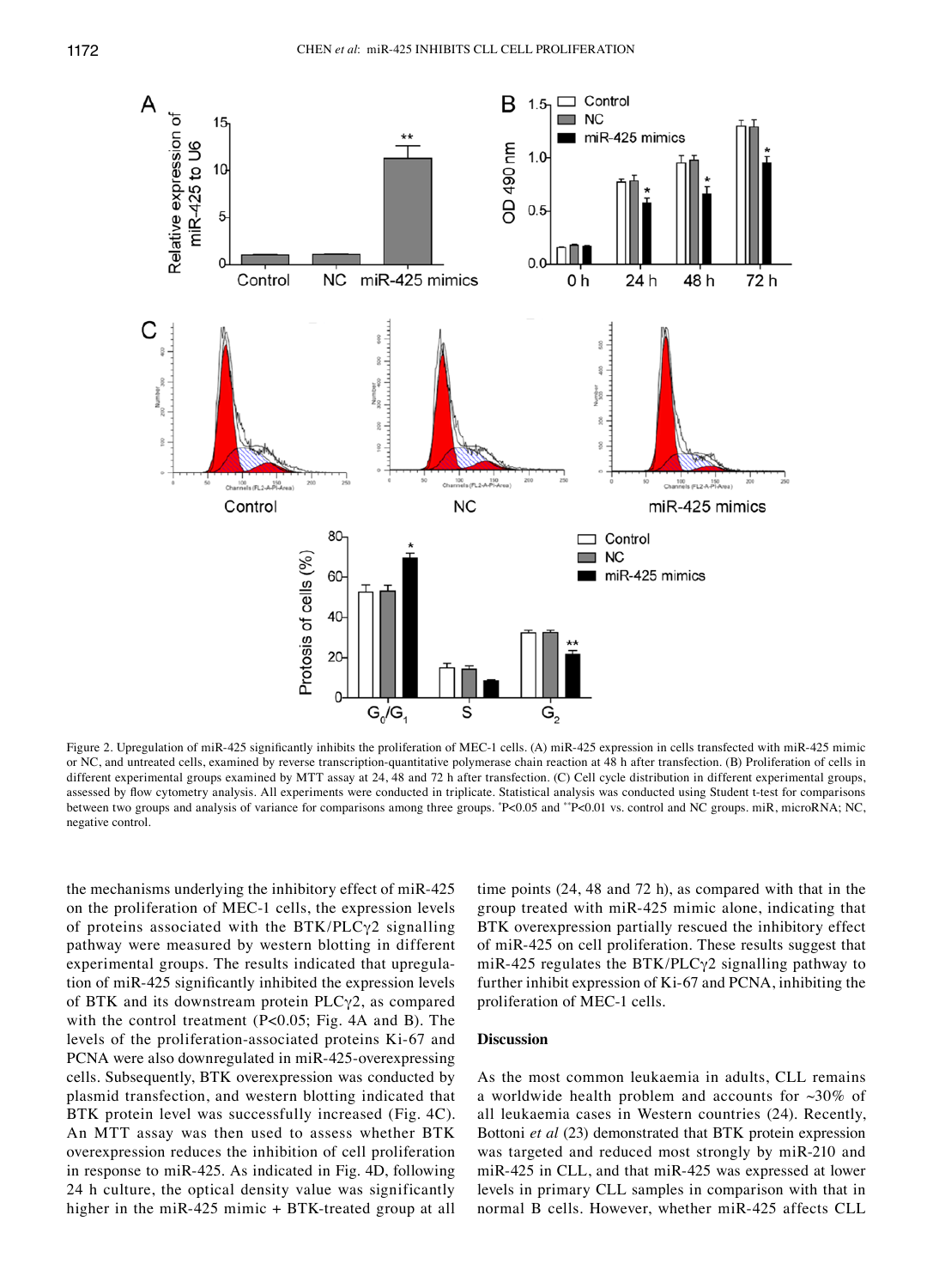Figure 2. Upregulation of miR-425 significantly inhibits the proliferation of MEC-1 cells. (A) miR-425 expression in cells transfected with miR-425 mimic or NC, and untreated cells, examined by reverse transcription-quantitative polymerase chain reaction at 48 h after transfection. (B) Proliferation of cells in different experimental groups examined by MTT assay at 24, 48 and 72 h after transfection. (C) Cell cycle distribution in different experimental groups, assessed by flow cytometry analysis. All experiments were conducted in triplicate. Statistical analysis was conducted using Student t-test for comparisons between two groups and analysis of variance for comparisons among three groups. *P<0.05 and **P<0.01 vs. control and NC groups. miR, microRNA; NC, negative control.

the mechanisms underlying the inhibitory effect of miR-425 on the proliferation of MEC-1 cells, the expression levels of proteins associated with the BTK/PLCγ2 signalling pathway were measured by western blotting in different experimental groups. The results indicated that upregulation of miR-425 significantly inhibited the expression levels of BTK and its downstream protein PLCγ2, as compared with the control treatment ($P<0.05$; Fig. 4A and B). The levels of the proliferation-associated proteins Ki-67 and PCNA were also downregulated in miR-425-overexpressing cells. Subsequently, BTK overexpression was conducted by plasmid transfection, and western blotting indicated that BTK protein level was successfully increased (Fig. 4C). An MTT assay was then used to assess whether BTK overexpression reduces the inhibition of cell proliferation in response to miR-425. As indicated in Fig. 4D, following 24 h culture, the optical density value was significantly higher in the miR-425 mimic + BTK-treated group at all time points (24, 48 and 72 h), as compared with that in the group treated with miR-425 mimic alone, indicating that BTK overexpression partially rescued the inhibitory effect of miR-425 on cell proliferation. These results suggest that miR-425 regulates the BTK/PLCγ2 signalling pathway to further inhibit expression of Ki-67 and PCNA, inhibiting the proliferation of MEC-1 cells.

## Discussion

As the most common leukaemia in adults, CLL remains a worldwide health problem and accounts for ~30% of all leukaemia cases in Western countries (24). Recently, Bottoni *et al* (23) demonstrated that BTK protein expression was targeted and reduced most strongly by miR-210 and miR-425 in CLL, and that miR-425 was expressed at lower levels in primary CLL samples in comparison with that in normal B cells. However, whether miR-425 affects CLL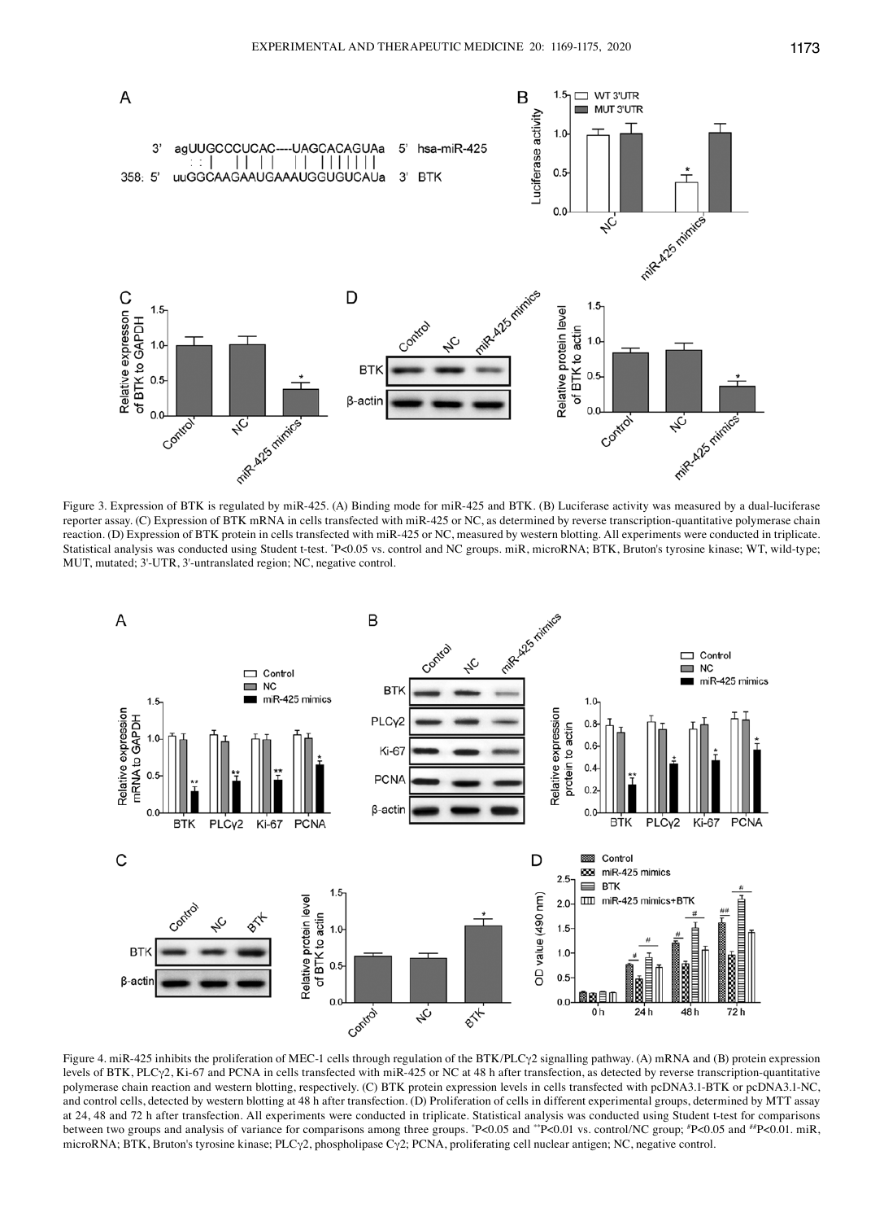Figure 3. Expression of BTK is regulated by miR-425. (A) Binding mode for miR-425 and BTK. (B) Luciferase activity was measured by a dual-luciferase reporter assay. (C) Expression of BTK mRNA in cells transfected with miR-425 or NC, as determined by reverse transcription-quantitative polymerase chain reaction. (D) Expression of BTK protein in cells transfected with miR-425 or NC, measured by western blotting. All experiments were conducted in triplicate. Statistical analysis was conducted using Student t-test. *P<0.05 vs. control and NC groups. miR, microRNA; BTK, Bruton's tyrosine kinase; WT, wild-type; MUT, mutated; 3'-UTR, 3'-untranslated region; NC, negative control.

Figure 4. miR-425 inhibits the proliferation of MEC-1 cells through regulation of the BTK/PLCγ2 signalling pathway. (A) mRNA and (B) protein expression levels of BTK, PLCγ2, Ki-67 and PCNA in cells transfected with miR-425 or NC at 48 h after transfection, as detected by reverse transcription-quantitative polymerase chain reaction and western blotting, respectively. (C) BTK protein expression levels in cells transfected with pcDNA3.1-BTK or pcDNA3.1-NC, and control cells, detected by western blotting at 48 h after transfection. (D) Proliferation of cells in different experimental groups, determined by MTT assay at 24, 48 and 72 h after transfection. All experiments were conducted in triplicate. Statistical analysis was conducted using Student t-test for comparisons between two groups and analysis of variance for comparisons among three groups. *P<0.05 and **P<0.01 vs. control/NC group; #P<0.05 and ##P<0.01. miR, microRNA; BTK, Bruton's tyrosine kinase; PLCγ2, phospholipase Cγ2; PCNA, proliferating cell nuclear antigen; NC, negative control.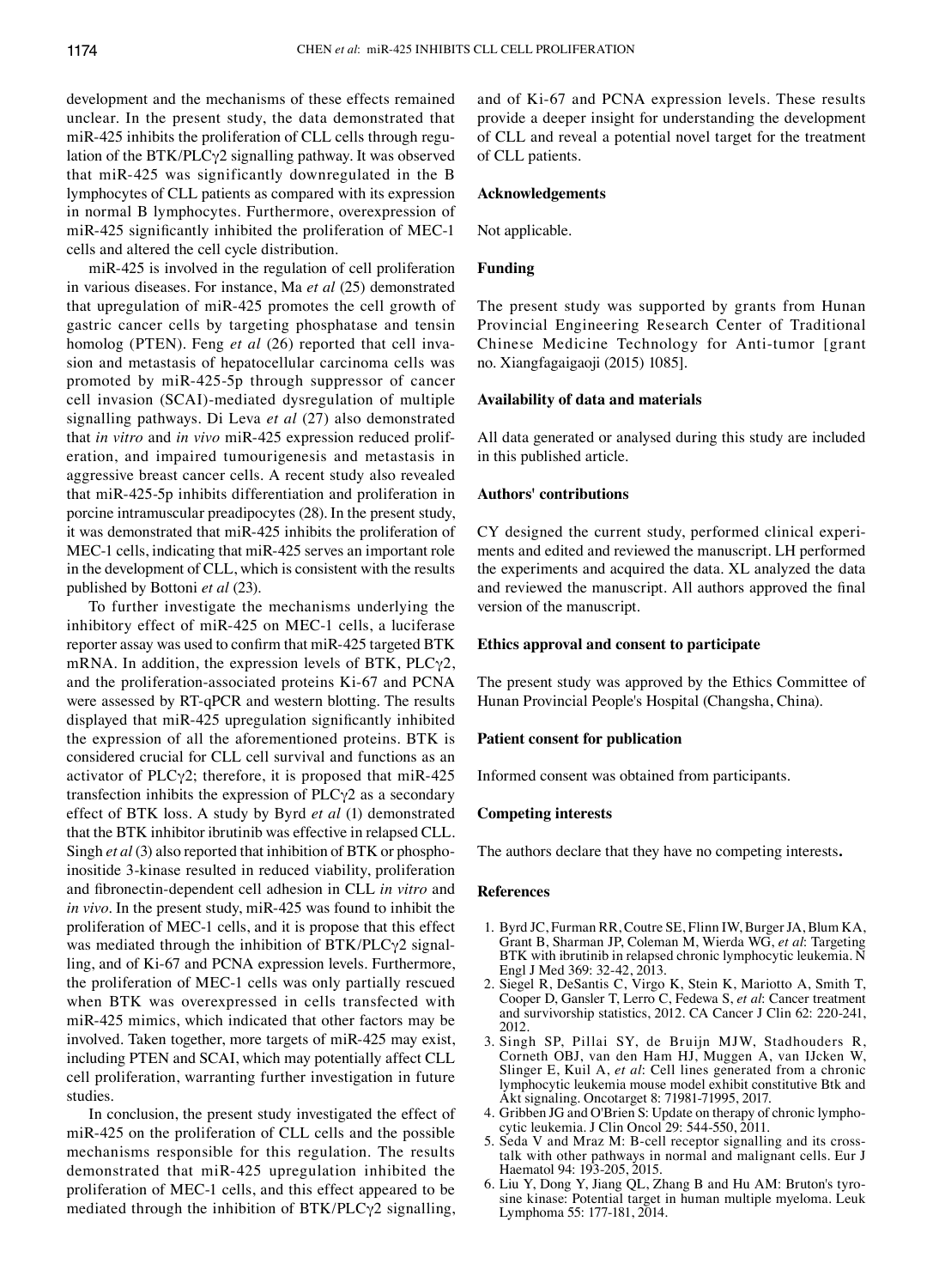development and the mechanisms of these effects remained unclear. In the present study, the data demonstrated that miR-425 inhibits the proliferation of CLL cells through regulation of the BTK/PLCγ2 signalling pathway. It was observed that miR-425 was significantly downregulated in the B lymphocytes of CLL patients as compared with its expression in normal B lymphocytes. Furthermore, overexpression of miR-425 significantly inhibited the proliferation of MEC-1 cells and altered the cell cycle distribution.

miR-425 is involved in the regulation of cell proliferation in various diseases. For instance, Ma *et al* (25) demonstrated that upregulation of miR-425 promotes the cell growth of gastric cancer cells by targeting phosphatase and tensin homolog (PTEN). Feng *et al* (26) reported that cell invasion and metastasis of hepatocellular carcinoma cells was promoted by miR-425-5p through suppressor of cancer cell invasion (SCAI)-mediated dysregulation of multiple signalling pathways. Di Leva *et al* (27) also demonstrated that *in vitro* and *in vivo* miR-425 expression reduced proliferation, and impaired tumourigenesis and metastasis in aggressive breast cancer cells. A recent study also revealed that miR-425-5p inhibits differentiation and proliferation in porcine intramuscular preadipocytes (28). In the present study, it was demonstrated that miR-425 inhibits the proliferation of MEC-1 cells, indicating that miR-425 serves an important role in the development of CLL, which is consistent with the results published by Bottoni *et al* (23).

To further investigate the mechanisms underlying the inhibitory effect of miR-425 on MEC-1 cells, a luciferase reporter assay was used to confirm that miR-425 targeted BTK mRNA. In addition, the expression levels of BTK, PLCγ2, and the proliferation-associated proteins Ki-67 and PCNA were assessed by RT-qPCR and western blotting. The results displayed that miR-425 upregulation significantly inhibited the expression of all the aforementioned proteins. BTK is considered crucial for CLL cell survival and functions as an activator of PLCγ2; therefore, it is proposed that miR-425 transfection inhibits the expression of PLCγ2 as a secondary effect of BTK loss. A study by Byrd *et al* (1) demonstrated that the BTK inhibitor ibrutinib was effective in relapsed CLL. Singh *et al* (3) also reported that inhibition of BTK or phosphoinositide 3-kinase resulted in reduced viability, proliferation and fibronectin-dependent cell adhesion in CLL *in vitro* and *in vivo*. In the present study, miR-425 was found to inhibit the proliferation of MEC-1 cells, and it is propose that this effect was mediated through the inhibition of BTK/PLCγ2 signalling, and of Ki-67 and PCNA expression levels. Furthermore, the proliferation of MEC-1 cells was only partially rescued when BTK was overexpressed in cells transfected with miR-425 mimics, which indicated that other factors may be involved. Taken together, more targets of miR-425 may exist, including PTEN and SCAI, which may potentially affect CLL cell proliferation, warranting further investigation in future studies.

In conclusion, the present study investigated the effect of miR-425 on the proliferation of CLL cells and the possible mechanisms responsible for this regulation. The results demonstrated that miR-425 upregulation inhibited the proliferation of MEC-1 cells, and this effect appeared to be mediated through the inhibition of BTK/PLCγ2 signalling, and of Ki-67 and PCNA expression levels. These results provide a deeper insight for understanding the development of CLL and reveal a potential novel target for the treatment of CLL patients.

## Acknowledgements

Not applicable.

## Funding

The present study was supported by grants from Hunan Provincial Engineering Research Center of Traditional Chinese Medicine Technology for Anti-tumor [grant no. Xiangfagaigaoji (2015) 1085].

## Availability of data and materials

All data generated or analysed during this study are included in this published article.

## Authors' contributions

CY designed the current study, performed clinical experiments and edited and reviewed the manuscript. LH performed the experiments and acquired the data. XL analyzed the data and reviewed the manuscript. All authors approved the final version of the manuscript.

## Ethics approval and consent to participate

The present study was approved by the Ethics Committee of Hunan Provincial People's Hospital (Changsha, China).

## Patient consent for publication

Informed consent was obtained from participants.

## Competing interests

The authors declare that they have no competing interests.

## References

1. Byrd JC, Furman RR, Coutre SE, Flinn IW, Burger JA, Blum KA, Grant B, Sharman JP, Coleman M, Wierda WG, *et al*: Targeting BTK with ibrutinib in relapsed chronic lymphocytic leukemia. N Engl J Med 369: 32-42, 2013.
2. Siegel R, DeSantis C, Virgo K, Stein K, Mariotto A, Smith T, Cooper D, Gansler T, Lerro C, Fedewa S, *et al*: Cancer treatment and survivorship statistics, 2012. CA Cancer J Clin 62: 220-241, 2012.
3. Singh SP, Pillai SY, de Bruijn MJW, Stadhouders R, Corneth OBJ, van den Ham HJ, Muggen A, van IJcken W, Slinger E, Kuil A, *et al*: Cell lines generated from a chronic lymphocytic leukemia mouse model exhibit constitutive Btk and Akt signaling. Oncotarget 8: 71981-71995, 2017.
4. Gribben JG and O'Brien S: Update on therapy of chronic lymphocytic leukemia. J Clin Oncol 29: 544-550, 2011.
5. Seda V and Mraz M: B-cell receptor signalling and its crosstalk with other pathways in normal and malignant cells. Eur J Haematol 94: 193-205, 2015.
6. Liu Y, Dong Y, Jiang QL, Zhang B and Hu AM: Bruton's tyrosine kinase: Potential target in human multiple myeloma. Leuk Lymphoma 55: 177-181, 2014.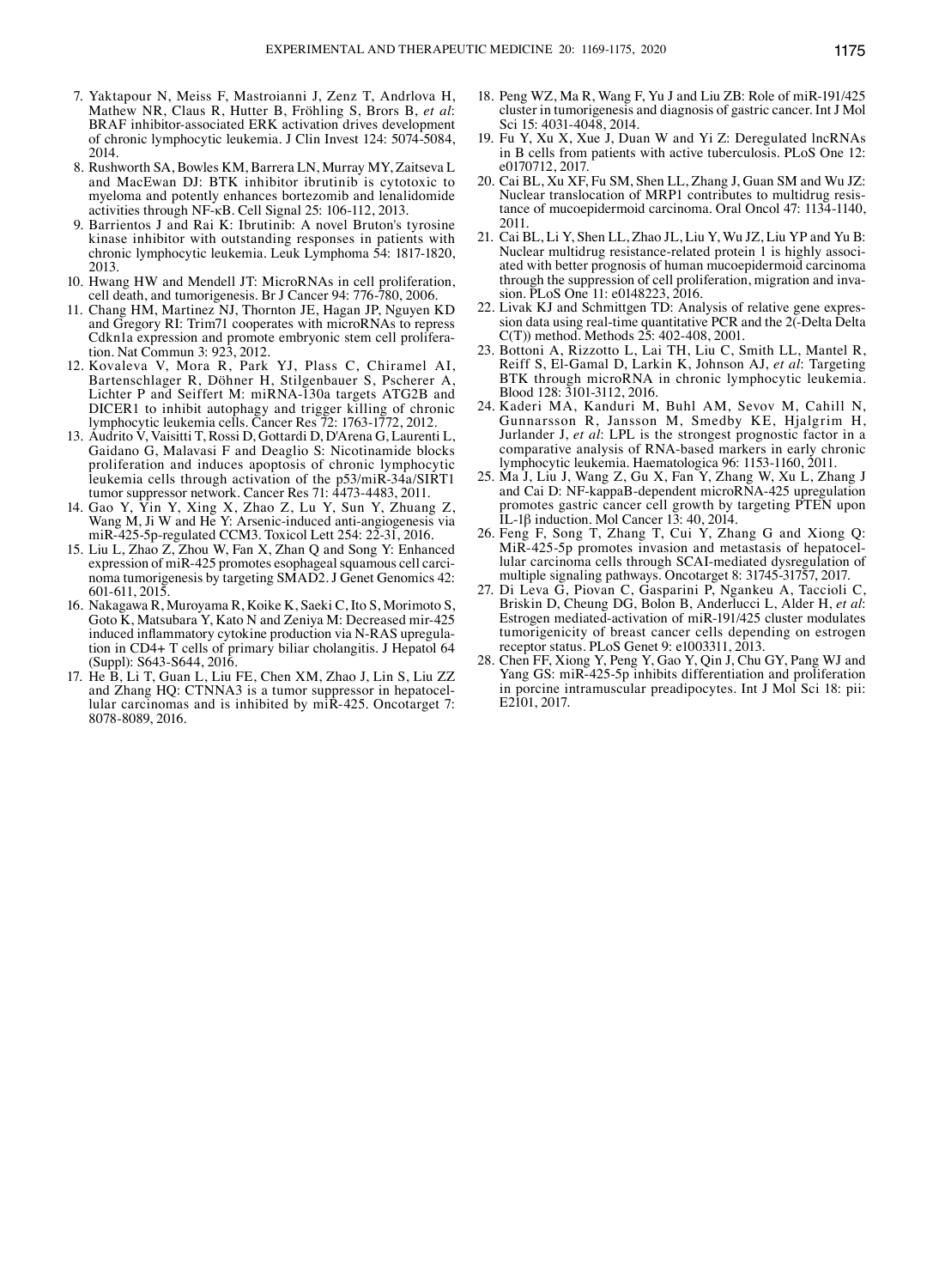7. Yaktapour N, Meiss F, Mastroianni J, Zenz T, Andrlova H, Mathew NR, Claus R, Hutter B, Fröhling S, Brors B, *et al*: BRAF inhibitor-associated ERK activation drives development of chronic lymphocytic leukemia. J Clin Invest 124: 5074-5084, 2014.
8. Rushworth SA, Bowles KM, Barrera LN, Murray MY, Zaitseva L and MacEwan DJ: BTK inhibitor ibrutinib is cytotoxic to myeloma and potently enhances bortezomib and lenalidomide activities through NF-κB. Cell Signal 25: 106-112, 2013.
9. Barrientos J and Rai K: Ibrutinib: A novel Bruton's tyrosine kinase inhibitor with outstanding responses in patients with chronic lymphocytic leukemia. Leuk Lymphoma 54: 1817-1820, 2013.
10. Hwang HW and Mendell JT: MicroRNAs in cell proliferation, cell death, and tumorigenesis. Br J Cancer 94: 776-780, 2006.
11. Chang HM, Martinez NJ, Thornton JE, Hagan JP, Nguyen KD and Gregory RI: Trim71 cooperates with microRNAs to repress Cdkn1a expression and promote embryonic stem cell proliferation. Nat Commun 3: 923, 2012.
12. Kovaleva V, Mora R, Park YJ, Plass C, Chiramel AI, Bartenschlager R, Döhner H, Stilgenbauer S, Pscherer A, Lichter P and Seiffert M: miRNA-130a targets ATG2B and DICER1 to inhibit autophagy and trigger killing of chronic lymphocytic leukemia cells. Cancer Res 72: 1763-1772, 2012.
13. Audrito V, Vaisitti T, Rossi D, Gottardi D, D'Arena G, Laurenti L, Gaidano G, Malavasi F and Deaglio S: Nicotinamide blocks proliferation and induces apoptosis of chronic lymphocytic leukemia cells through activation of the p53/miR-34a/SIRT1 tumor suppressor network. Cancer Res 71: 4473-4483, 2011.
14. Gao Y, Yin Y, Xing X, Zhao Z, Lu Y, Sun Y, Zhuang Z, Wang M, Ji W and He Y: Arsenic-induced anti-angiogenesis via miR-425-5p-regulated CCM3. Toxicol Lett 254: 22-31, 2016.
15. Liu L, Zhao Z, Zhou W, Fan X, Zhan Q and Song Y: Enhanced expression of miR-425 promotes esophageal squamous cell carcinoma tumorigenesis by targeting SMAD2. J Genet Genomics 42: 601-611, 2015.
16. Nakagawa R, Muroyama R, Koike K, Saeki C, Ito S, Morimoto S, Goto K, Matsubara Y, Kato N and Zeniya M: Decreased mir-425 induced inflammatory cytokine production via N-RAS upregulation in CD4+ T cells of primary biliar cholangitis. J Hepatol 64 (Suppl): S643-S644, 2016.
17. He B, Li T, Guan L, Liu FE, Chen XM, Zhao J, Lin S, Liu ZZ and Zhang HQ: CTNNA3 is a tumor suppressor in hepatocellular carcinomas and is inhibited by miR-425. Oncotarget 7: 8078-8089, 2016.
18. Peng WZ, Ma R, Wang F, Yu J and Liu ZB: Role of miR-191/425 cluster in tumorigenesis and diagnosis of gastric cancer. Int J Mol Sci 15: 4031-4048, 2014.
19. Fu Y, Xu X, Xue J, Duan W and Yi Z: Deregulated lncRNAs in B cells from patients with active tuberculosis. PLoS One 12: e0170712, 2017.
20. Cai BL, Xu XF, Fu SM, Shen LL, Zhang J, Guan SM and Wu JZ: Nuclear translocation of MRP1 contributes to multidrug resistance of mucoepidermoid carcinoma. Oral Oncol 47: 1134-1140, 2011.
21. Cai BL, Li Y, Shen LL, Zhao JL, Liu Y, Wu JZ, Liu YP and Yu B: Nuclear multidrug resistance-related protein 1 is highly associated with better prognosis of human mucoepidermoid carcinoma through the suppression of cell proliferation, migration and invasion. PLoS One 11: e0148223, 2016.
22. Livak KJ and Schmittgen TD: Analysis of relative gene expression data using real-time quantitative PCR and the 2(-Delta Delta C(T)) method. Methods 25: 402-408, 2001.
23. Bottoni A, Rizzotto L, Lai TH, Liu C, Smith LL, Mantel R, Reiff S, El-Gamal D, Larkin K, Johnson AJ, *et al*: Targeting BTK through microRNA in chronic lymphocytic leukemia. Blood 128: 3101-3112, 2016.
24. Kaderi MA, Kanduri M, Buhl AM, Sevov M, Cahill N, Gunnarsson R, Jansson M, Smedby KE, Hjalgrim H, Jurlander J, *et al*: LPL is the strongest prognostic factor in a comparative analysis of RNA-based markers in early chronic lymphocytic leukemia. Haematologica 96: 1153-1160, 2011.
25. Ma J, Liu J, Wang Z, Gu X, Fan Y, Zhang W, Xu L, Zhang J and Cai D: NF-kappaB-dependent microRNA-425 upregulation promotes gastric cancer cell growth by targeting PTEN upon IL-1β induction. Mol Cancer 13: 40, 2014.
26. Feng F, Song T, Zhang T, Cui Y, Zhang G and Xiong Q: MiR-425-5p promotes invasion and metastasis of hepatocellular carcinoma cells through SCAI-mediated dysregulation of multiple signaling pathways. Oncotarget 8: 31745-31757, 2017.
27. Di Leva G, Piovan C, Gasparini P, Ngankeu A, Taccioli C, Briskin D, Cheung DG, Bolon B, Anderlucci L, Alder H, *et al*: Estrogen mediated-activation of miR-191/425 cluster modulates tumorigenicity of breast cancer cells depending on estrogen receptor status. PLoS Genet 9: e1003311, 2013.
28. Chen FF, Xiong Y, Peng Y, Gao Y, Qin J, Chu GY, Pang WJ and Yang GS: miR-425-5p inhibits differentiation and proliferation in porcine intramuscular preadipocytes. Int J Mol Sci 18: pii: E2101, 2017.